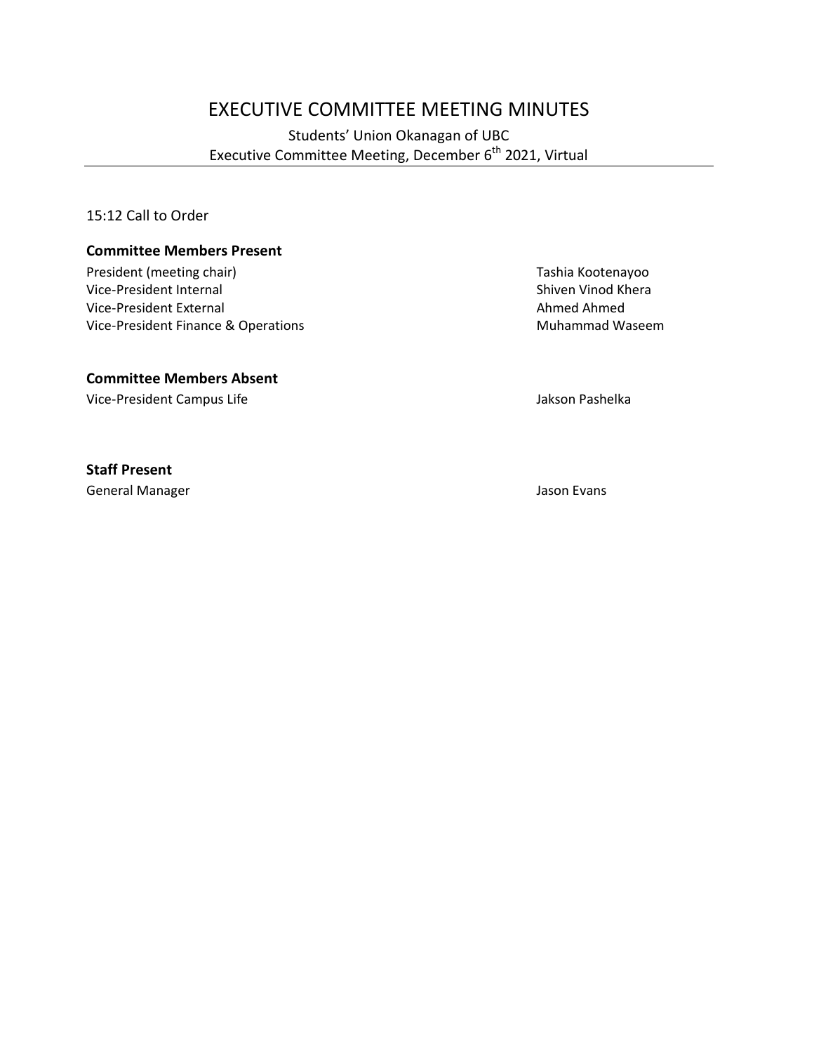# EXECUTIVE COMMITTEE MEETING MINUTES

Students' Union Okanagan of UBC
Executive Committee Meeting, December 6th 2021, Virtual

15:12 Call to Order

**Committee Members Present**

| | |
|---|---|
| President (meeting chair) | Tashia Kootenayoo |
| Vice-President Internal | Shiven Vinod Khera |
| Vice-President External | Ahmed Ahmed |
| Vice-President Finance & Operations | Muhammad Waseem |

**Committee Members Absent**

| | |
|---|---|
| Vice-President Campus Life | Jakson Pashelka |

**Staff Present**

| | |
|---|---|
| General Manager | Jason Evans |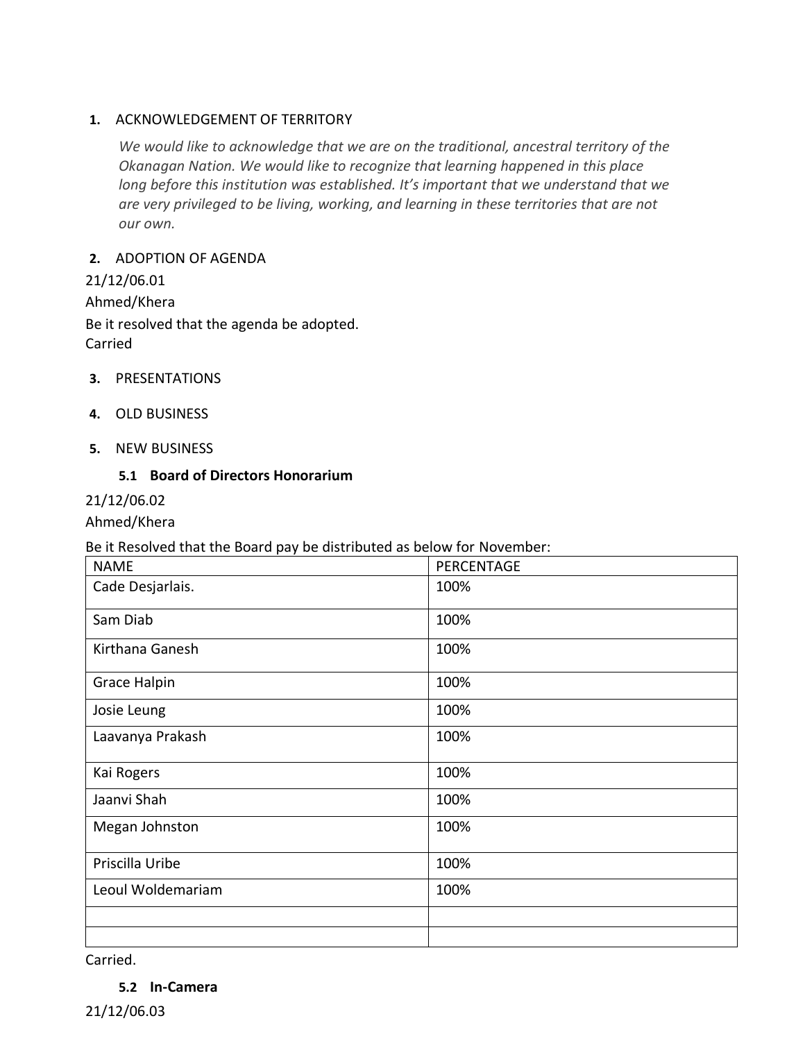1. ACKNOWLEDGEMENT OF TERRITORY

*We would like to acknowledge that we are on the traditional, ancestral territory of the Okanagan Nation. We would like to recognize that learning happened in this place long before this institution was established. It's important that we understand that we are very privileged to be living, working, and learning in these territories that are not our own.*

2. ADOPTION OF AGENDA

21/12/06.01

Ahmed/Khera

Be it resolved that the agenda be adopted.
Carried

3. PRESENTATIONS

4. OLD BUSINESS

5. NEW BUSINESS

**5.1 Board of Directors Honorarium**

21/12/06.02

Ahmed/Khera

Be it Resolved that the Board pay be distributed as below for November:

| NAME | PERCENTAGE |
|---|---|
| Cade Desjarlais. | 100% |
| Sam Diab | 100% |
| Kirthana Ganesh | 100% |
| Grace Halpin | 100% |
| Josie Leung | 100% |
| Laavanya Prakash | 100% |
| Kai Rogers | 100% |
| Jaanvi Shah | 100% |
| Megan Johnston | 100% |
| Priscilla Uribe | 100% |
| Leoul Woldemariam | 100% |
| | |
| | |

Carried.

**5.2 In-Camera**

21/12/06.03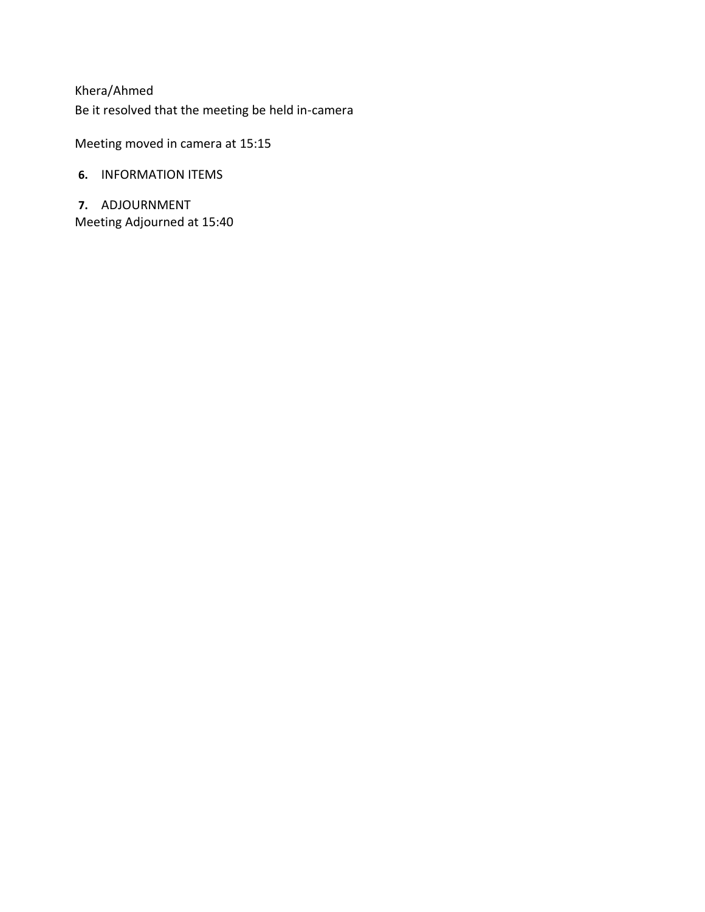Khera/Ahmed
Be it resolved that the meeting be held in-camera

Meeting moved in camera at 15:15

**6.** INFORMATION ITEMS

**7.** ADJOURNMENT
Meeting Adjourned at 15:40